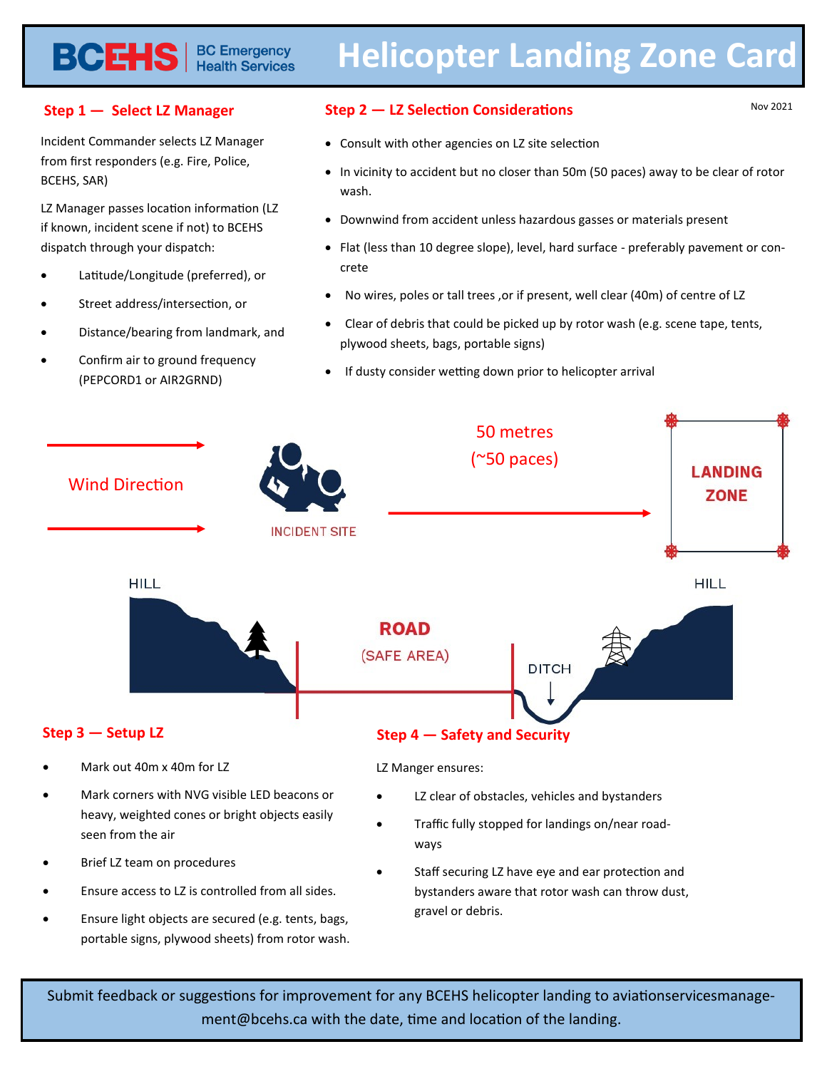# BCEHS | BC Emergency Health Services — Helicopter Landing Zone Card

Nov 2021

## Step 1 — Select LZ Manager

Incident Commander selects LZ Manager from first responders (e.g. Fire, Police, BCEHS, SAR)

LZ Manager passes location information (LZ if known, incident scene if not) to BCEHS dispatch through your dispatch:

- Latitude/Longitude (preferred), or
- Street address/intersection, or
- Distance/bearing from landmark, and
- Confirm air to ground frequency (PEPCORD1 or AIR2GRND)

## Step 2 — LZ Selection Considerations

- Consult with other agencies on LZ site selection
- In vicinity to accident but no closer than 50m (50 paces) away to be clear of rotor wash.
- Downwind from accident unless hazardous gasses or materials present
- Flat (less than 10 degree slope), level, hard surface - preferably pavement or concrete
- No wires, poles or tall trees ,or if present, well clear (40m) of centre of LZ
- Clear of debris that could be picked up by rotor wash (e.g. scene tape, tents, plywood sheets, bags, portable signs)
- If dusty consider wetting down prior to helicopter arrival

Wind Direction

INCIDENT SITE

50 metres (~50 paces)

LANDING ZONE

HILL

ROAD (SAFE AREA)

DITCH

HILL

## Step 3 — Setup LZ

- Mark out 40m x 40m for LZ
- Mark corners with NVG visible LED beacons or heavy, weighted cones or bright objects easily seen from the air
- Brief LZ team on procedures
- Ensure access to LZ is controlled from all sides.
- Ensure light objects are secured (e.g. tents, bags, portable signs, plywood sheets) from rotor wash.

## Step 4 — Safety and Security

LZ Manger ensures:

- LZ clear of obstacles, vehicles and bystanders
- Traffic fully stopped for landings on/near roadways
- Staff securing LZ have eye and ear protection and bystanders aware that rotor wash can throw dust, gravel or debris.

Submit feedback or suggestions for improvement for any BCEHS helicopter landing to aviationservicesmanagement@bcehs.ca with the date, time and location of the landing.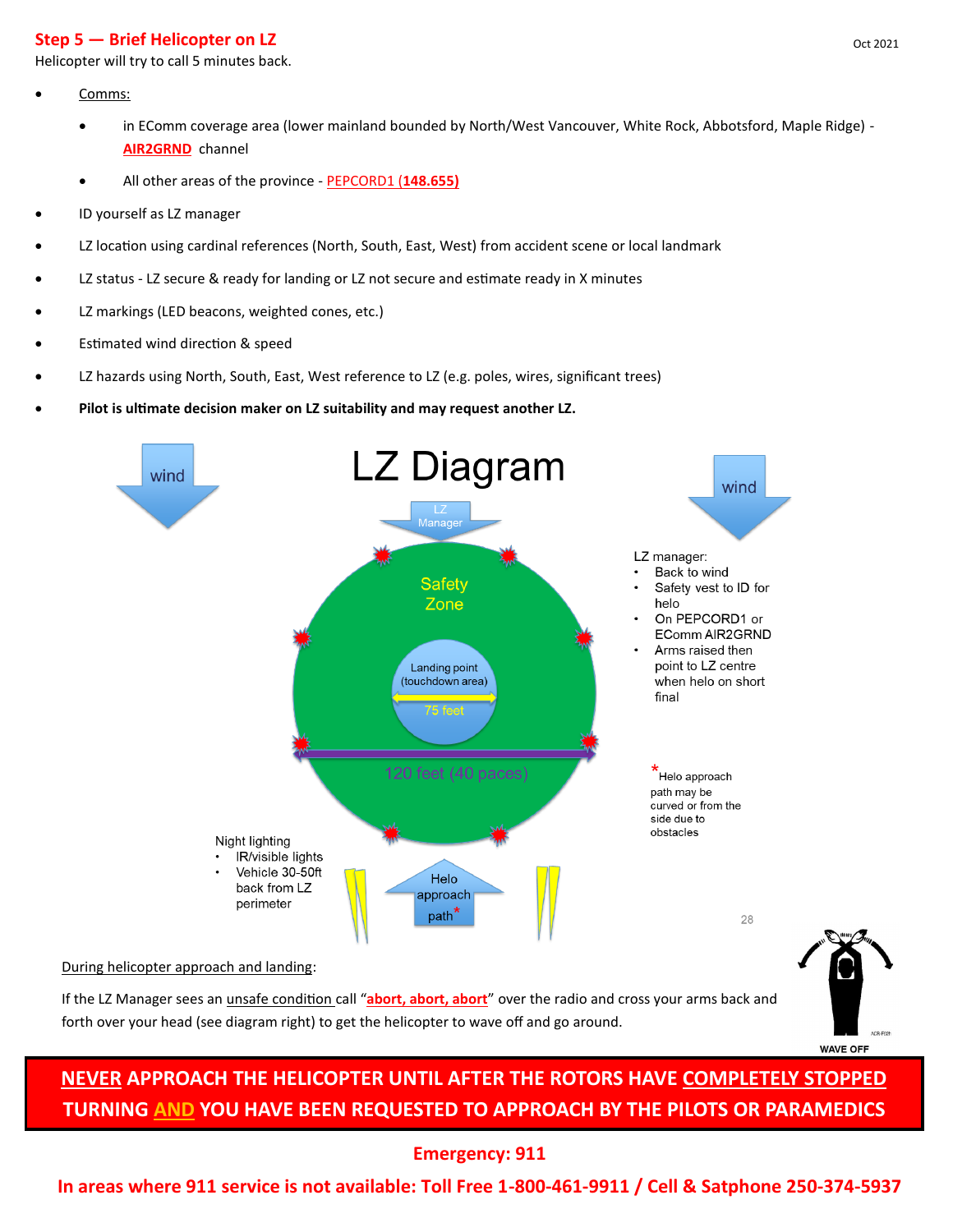## Step 5 — Brief Helicopter on LZ

Helicopter will try to call 5 minutes back.

- Comms:
  - in EComm coverage area (lower mainland bounded by North/West Vancouver, White Rock, Abbotsford, Maple Ridge) - **AIR2GRND** channel
  - All other areas of the province - PEPCORD1 (**148.655**)
- ID yourself as LZ manager
- LZ location using cardinal references (North, South, East, West) from accident scene or local landmark
- LZ status - LZ secure & ready for landing or LZ not secure and estimate ready in X minutes
- LZ markings (LED beacons, weighted cones, etc.)
- Estimated wind direction & speed
- LZ hazards using North, South, East, West reference to LZ (e.g. poles, wires, significant trees)
- **Pilot is ultimate decision maker on LZ suitability and may request another LZ.**

LZ Diagram

wind

wind

LZ Manager

Safety Zone

Landing point (touchdown area)

75 feet

120 feet (40 paces)

Helo approach path*

LZ manager:
- Back to wind
- Safety vest to ID for helo
- On PEPCORD1 or EComm AIR2GRND
- Arms raised then point to LZ centre when helo on short final

*Helo approach path may be curved or from the side due to obstacles

Night lighting
- IR/visible lights
- Vehicle 30-50ft back from LZ perimeter

During helicopter approach and landing:

If the LZ Manager sees an unsafe condition call "**abort, abort, abort**" over the radio and cross your arms back and forth over your head (see diagram right) to get the helicopter to wave off and go around.

WAVE OFF

**NEVER APPROACH THE HELICOPTER UNTIL AFTER THE ROTORS HAVE COMPLETELY STOPPED TURNING AND YOU HAVE BEEN REQUESTED TO APPROACH BY THE PILOTS OR PARAMEDICS**

**Emergency: 911**

**In areas where 911 service is not available: Toll Free 1-800-461-9911 / Cell & Satphone 250-374-5937**